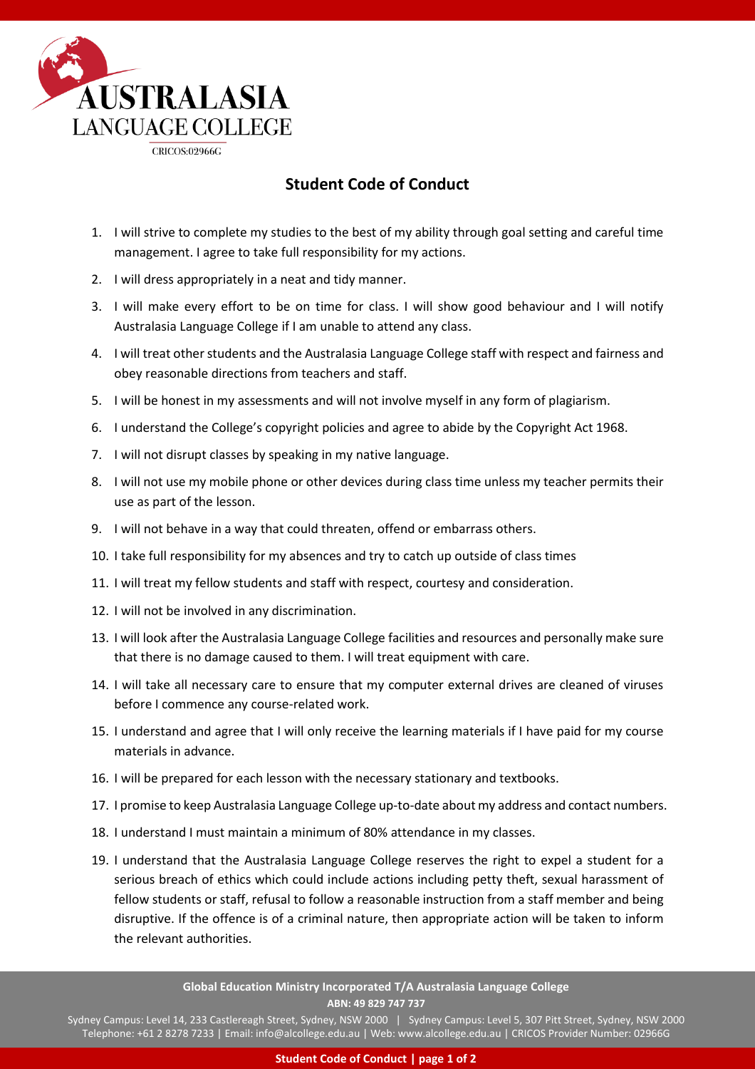AUSTRALASIA
LANGUAGE COLLEGE
CRICOS:02966G

## Student Code of Conduct

1. I will strive to complete my studies to the best of my ability through goal setting and careful time management. I agree to take full responsibility for my actions.
2. I will dress appropriately in a neat and tidy manner.
3. I will make every effort to be on time for class. I will show good behaviour and I will notify Australasia Language College if I am unable to attend any class.
4. I will treat other students and the Australasia Language College staff with respect and fairness and obey reasonable directions from teachers and staff.
5. I will be honest in my assessments and will not involve myself in any form of plagiarism.
6. I understand the College's copyright policies and agree to abide by the Copyright Act 1968.
7. I will not disrupt classes by speaking in my native language.
8. I will not use my mobile phone or other devices during class time unless my teacher permits their use as part of the lesson.
9. I will not behave in a way that could threaten, offend or embarrass others.
10. I take full responsibility for my absences and try to catch up outside of class times
11. I will treat my fellow students and staff with respect, courtesy and consideration.
12. I will not be involved in any discrimination.
13. I will look after the Australasia Language College facilities and resources and personally make sure that there is no damage caused to them. I will treat equipment with care.
14. I will take all necessary care to ensure that my computer external drives are cleaned of viruses before I commence any course-related work.
15. I understand and agree that I will only receive the learning materials if I have paid for my course materials in advance.
16. I will be prepared for each lesson with the necessary stationary and textbooks.
17. I promise to keep Australasia Language College up-to-date about my address and contact numbers.
18. I understand I must maintain a minimum of 80% attendance in my classes.
19. I understand that the Australasia Language College reserves the right to expel a student for a serious breach of ethics which could include actions including petty theft, sexual harassment of fellow students or staff, refusal to follow a reasonable instruction from a staff member and being disruptive. If the offence is of a criminal nature, then appropriate action will be taken to inform the relevant authorities.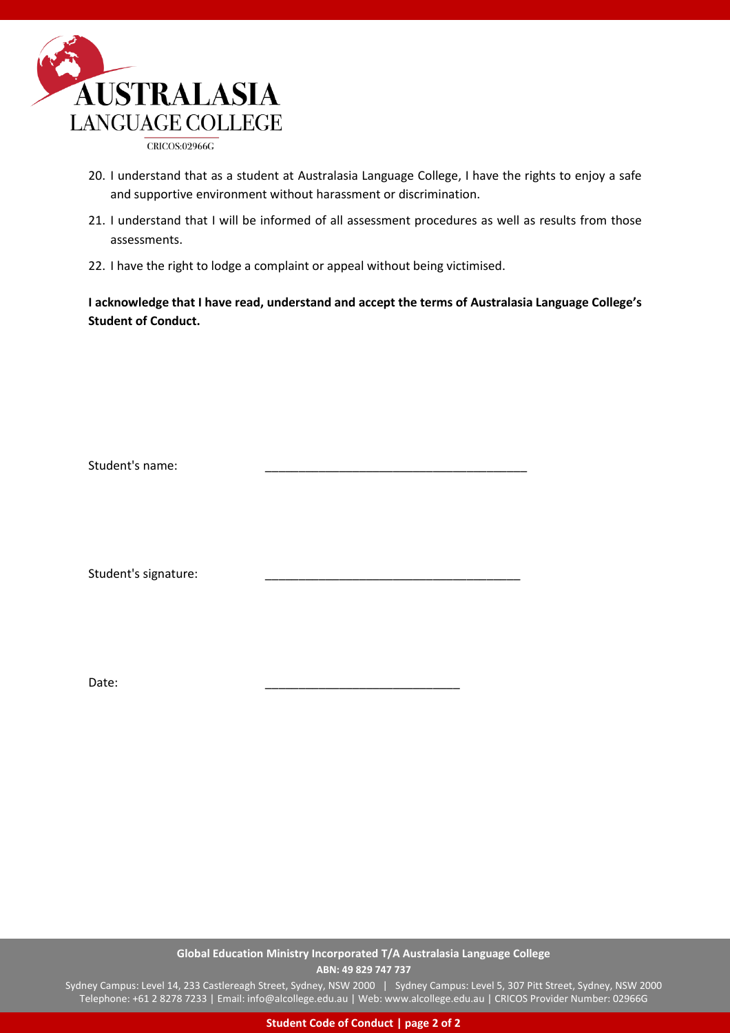20. I understand that as a student at Australasia Language College, I have the rights to enjoy a safe and supportive environment without harassment or discrimination.
21. I understand that I will be informed of all assessment procedures as well as results from those assessments.
22. I have the right to lodge a complaint or appeal without being victimised.

**I acknowledge that I have read, understand and accept the terms of Australasia Language College's Student of Conduct.**

Student's name: ________________________________________

Student's signature: ________________________________________

Date: ______________________________